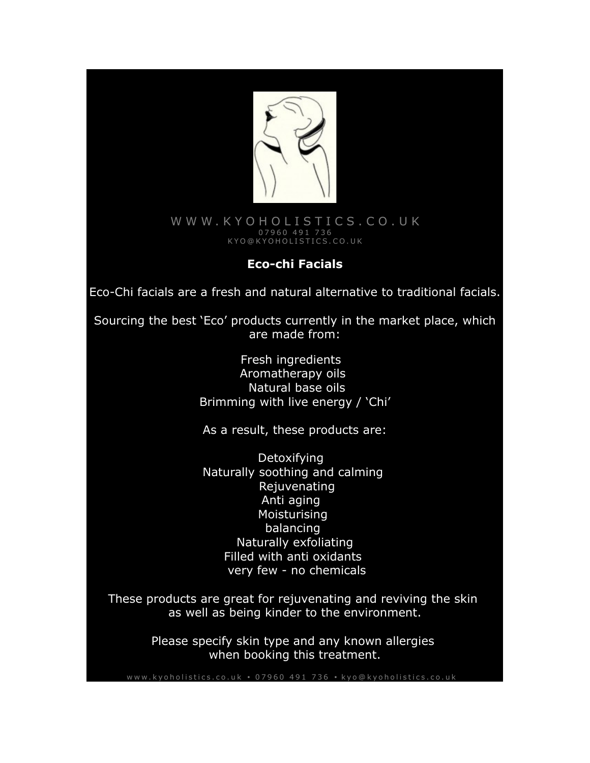W W W . K Y O H O L I S T I C S . C O . U K
0 7 9 6 0 4 9 1 7 3 6
K Y O @ K Y O H O L I S T I C S . C O . U K

## Eco-chi Facials

Eco-Chi facials are a fresh and natural alternative to traditional facials.

Sourcing the best 'Eco' products currently in the market place, which are made from:

- Fresh ingredients
- Aromatherapy oils
- Natural base oils
- Brimming with live energy / 'Chi'

As a result, these products are:

- Detoxifying
- Naturally soothing and calming
- Rejuvenating
- Anti aging
- Moisturising
- balancing
- Naturally exfoliating
- Filled with anti oxidants
- very few - no chemicals

These products are great for rejuvenating and reviving the skin as well as being kinder to the environment.

Please specify skin type and any known allergies when booking this treatment.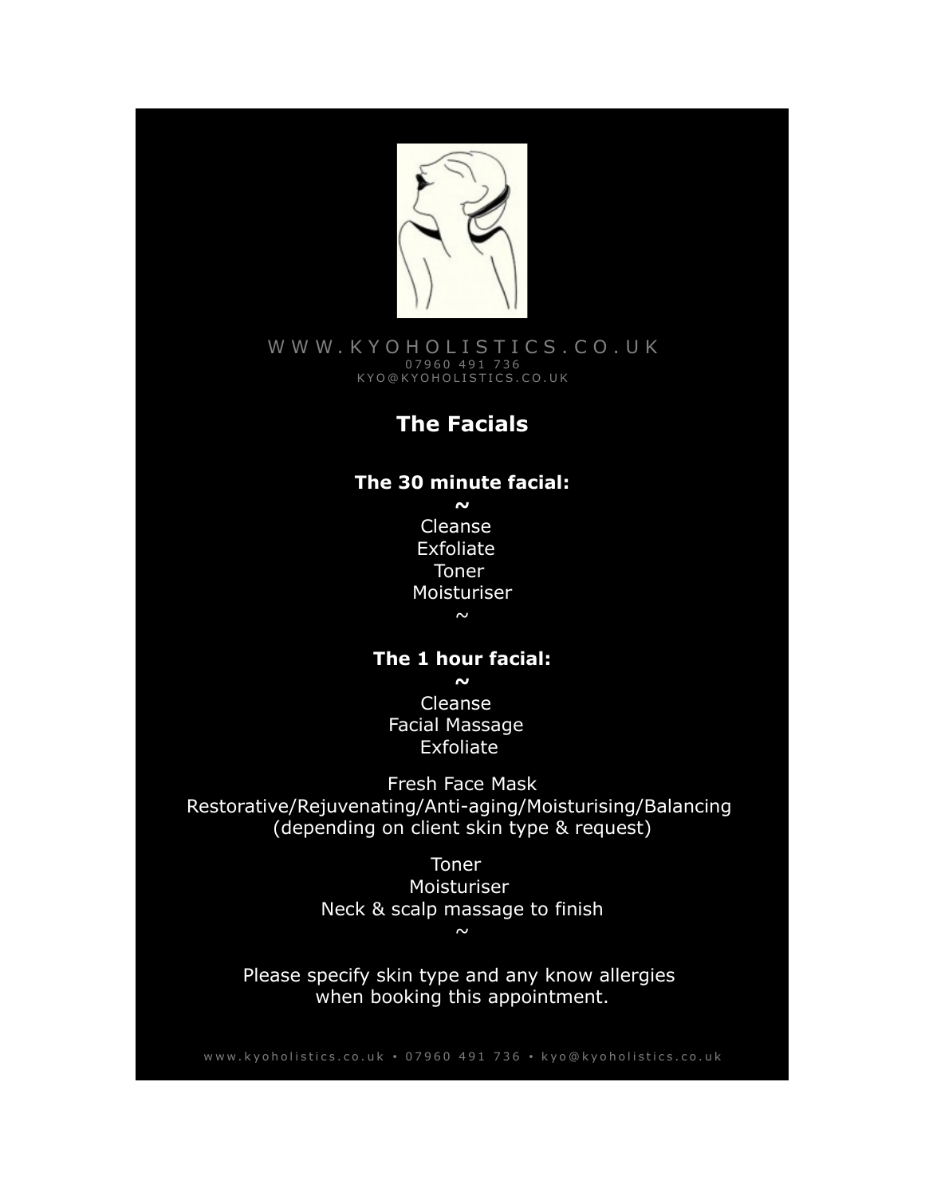W W W . K Y O H O L I S T I C S . C O . U K
0 7 9 6 0 4 9 1 7 3 6
K Y O @ K Y O H O L I S T I C S . C O . U K

# The Facials

**The 30 minute facial:**

**~**

Cleanse
Exfoliate
Toner
Moisturiser

~

**The 1 hour facial:**

**~**

Cleanse
Facial Massage
Exfoliate

Fresh Face Mask
Restorative/Rejuvenating/Anti-aging/Moisturising/Balancing
(depending on client skin type & request)

Toner
Moisturiser
Neck & scalp massage to finish

~

Please specify skin type and any know allergies
when booking this appointment.

w w w . k y o h o l i s t i c s . c o . u k • 0 7 9 6 0 4 9 1 7 3 6 • k y o @ k y o h o l i s t i c s . c o . u k